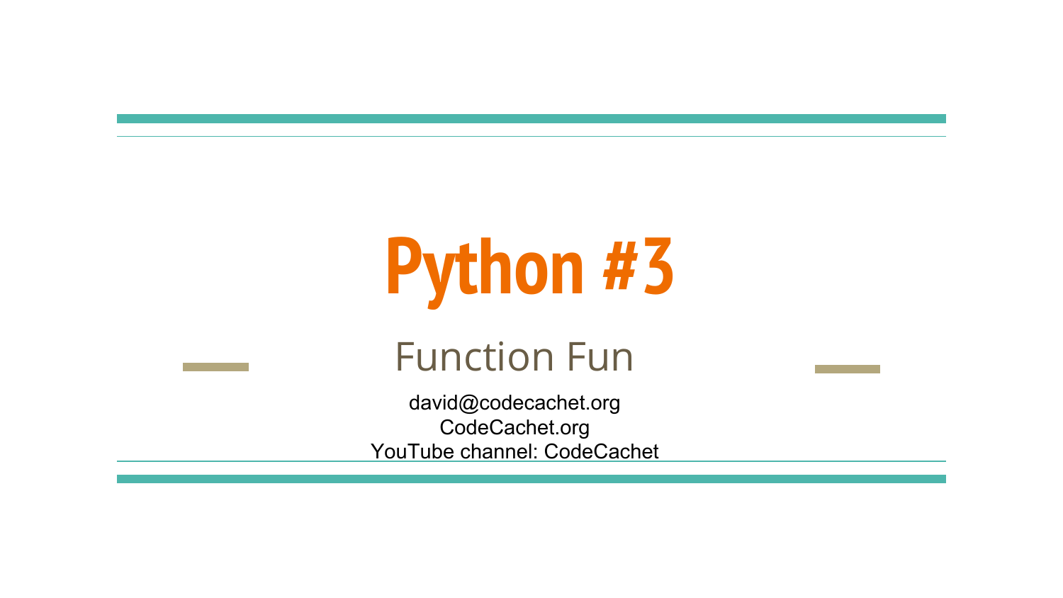# Python #3

## Function Fun

david@codecachet.org

CodeCachet.org

YouTube channel: CodeCachet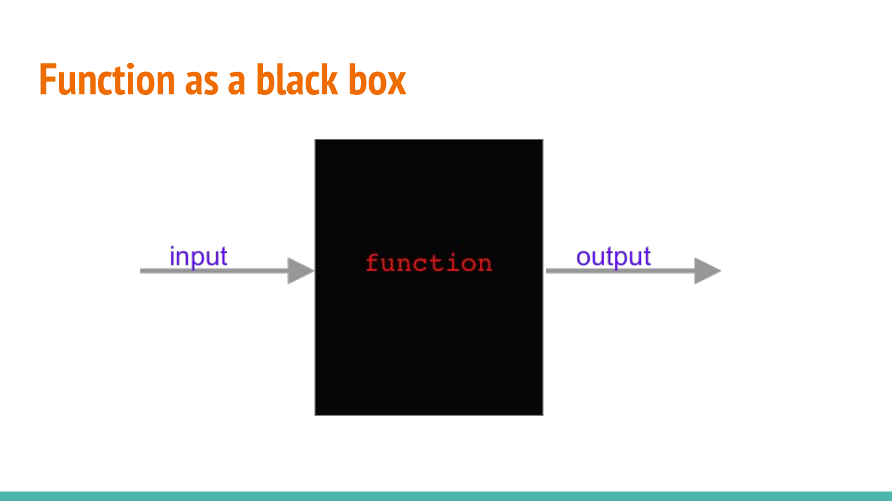# Function as a black box

input → function → output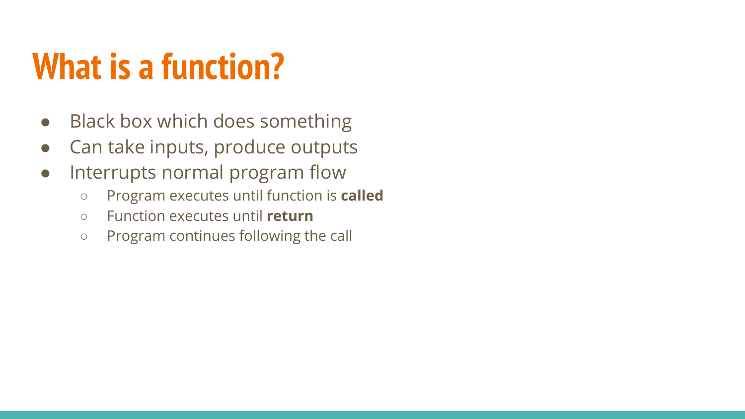# What is a function?

- Black box which does something
- Can take inputs, produce outputs
- Interrupts normal program flow
  - Program executes until function is **called**
  - Function executes until **return**
  - Program continues following the call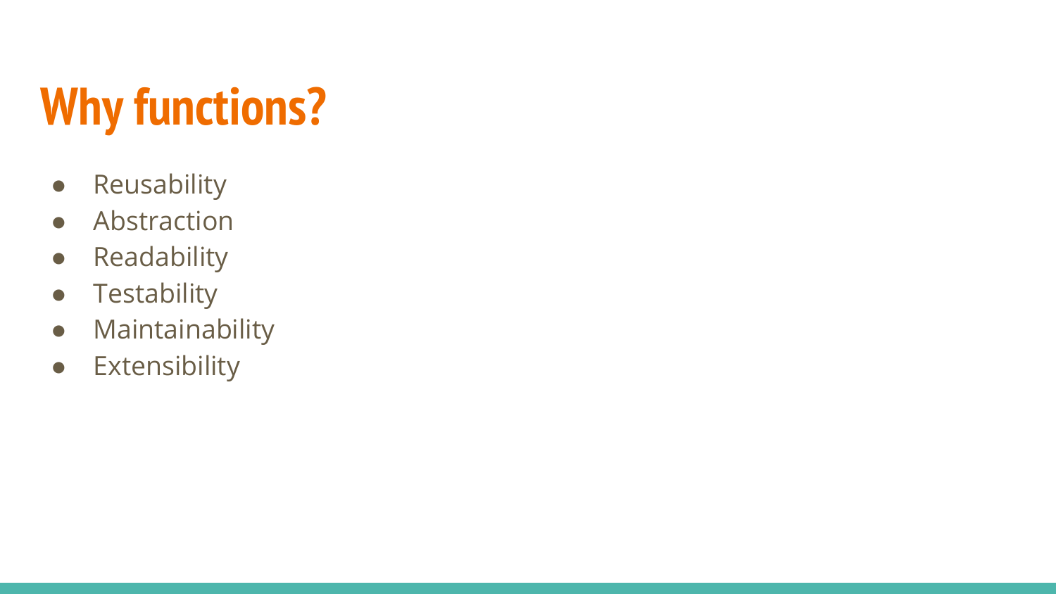# Why functions?

- Reusability
- Abstraction
- Readability
- Testability
- Maintainability
- Extensibility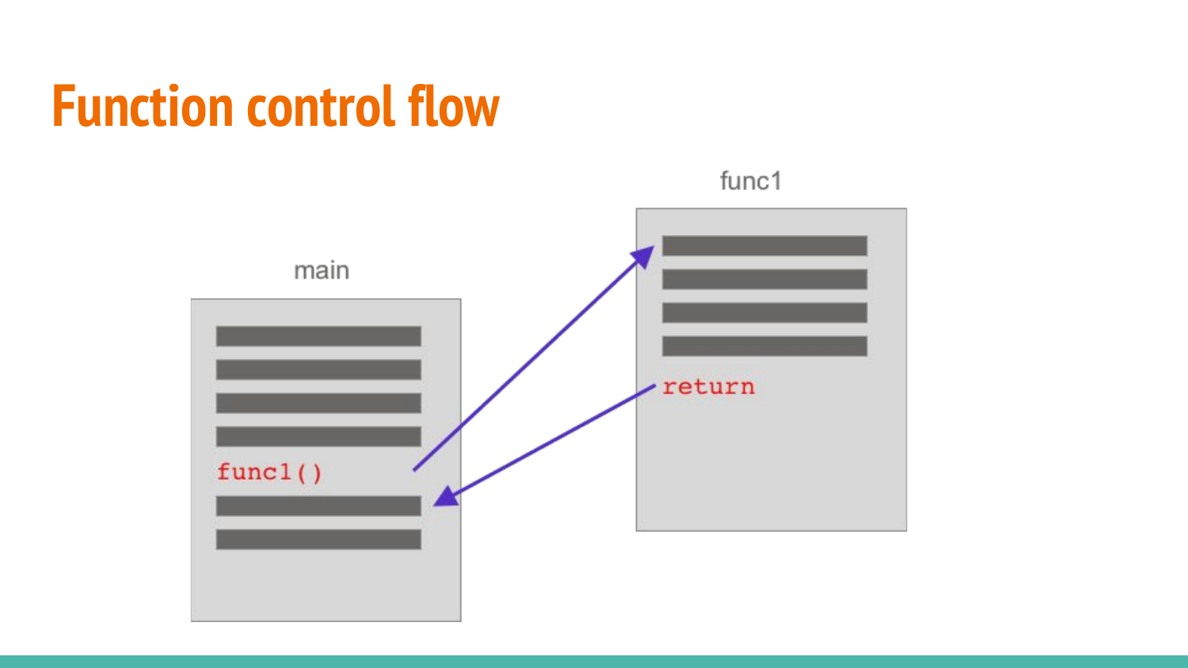# Function control flow

main

func1()

func1

return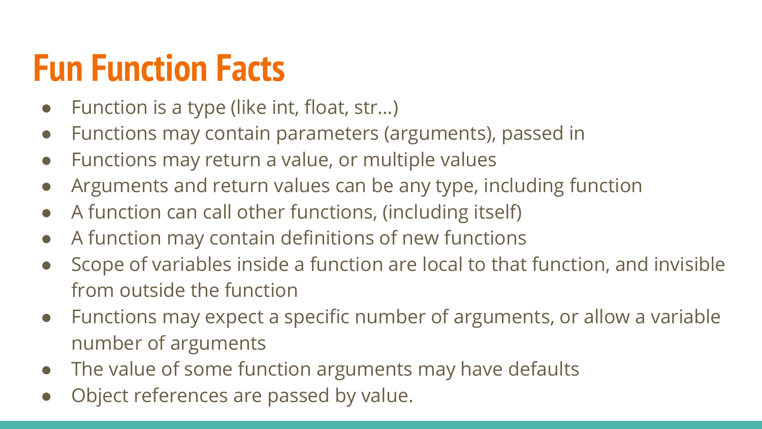# Fun Function Facts

- Function is a type (like int, float, str…)
- Functions may contain parameters (arguments), passed in
- Functions may return a value, or multiple values
- Arguments and return values can be any type, including function
- A function can call other functions, (including itself)
- A function may contain definitions of new functions
- Scope of variables inside a function are local to that function, and invisible from outside the function
- Functions may expect a specific number of arguments, or allow a variable number of arguments
- The value of some function arguments may have defaults
- Object references are passed by value.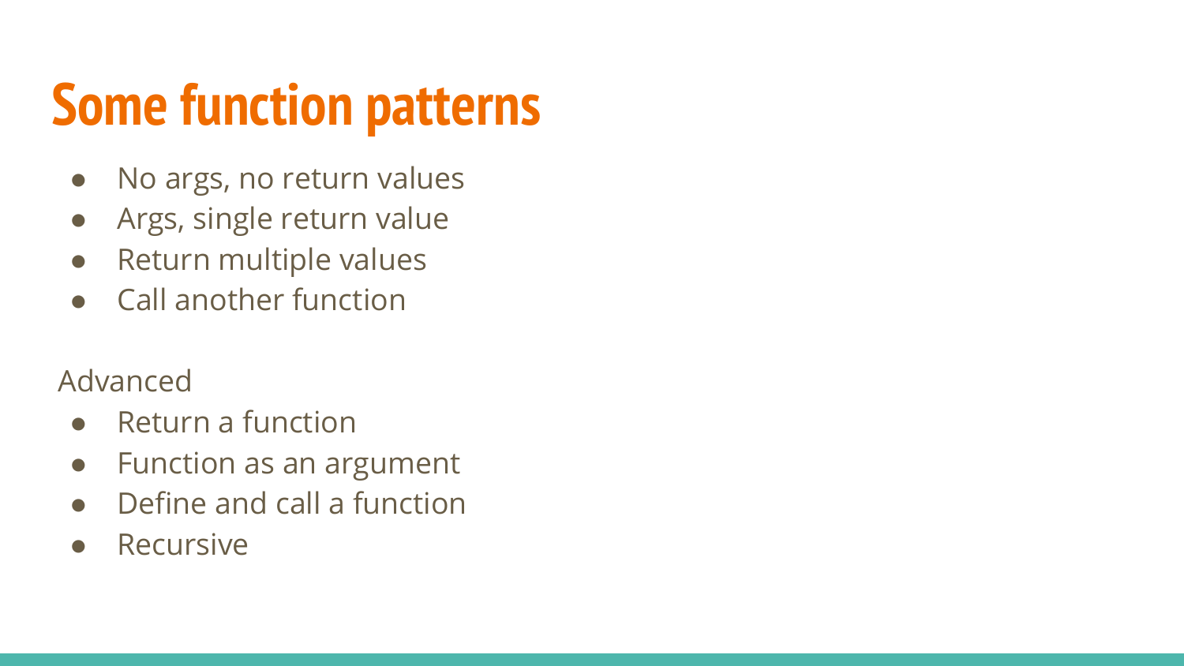# Some function patterns

- No args, no return values
- Args, single return value
- Return multiple values
- Call another function

Advanced

- Return a function
- Function as an argument
- Define and call a function
- Recursive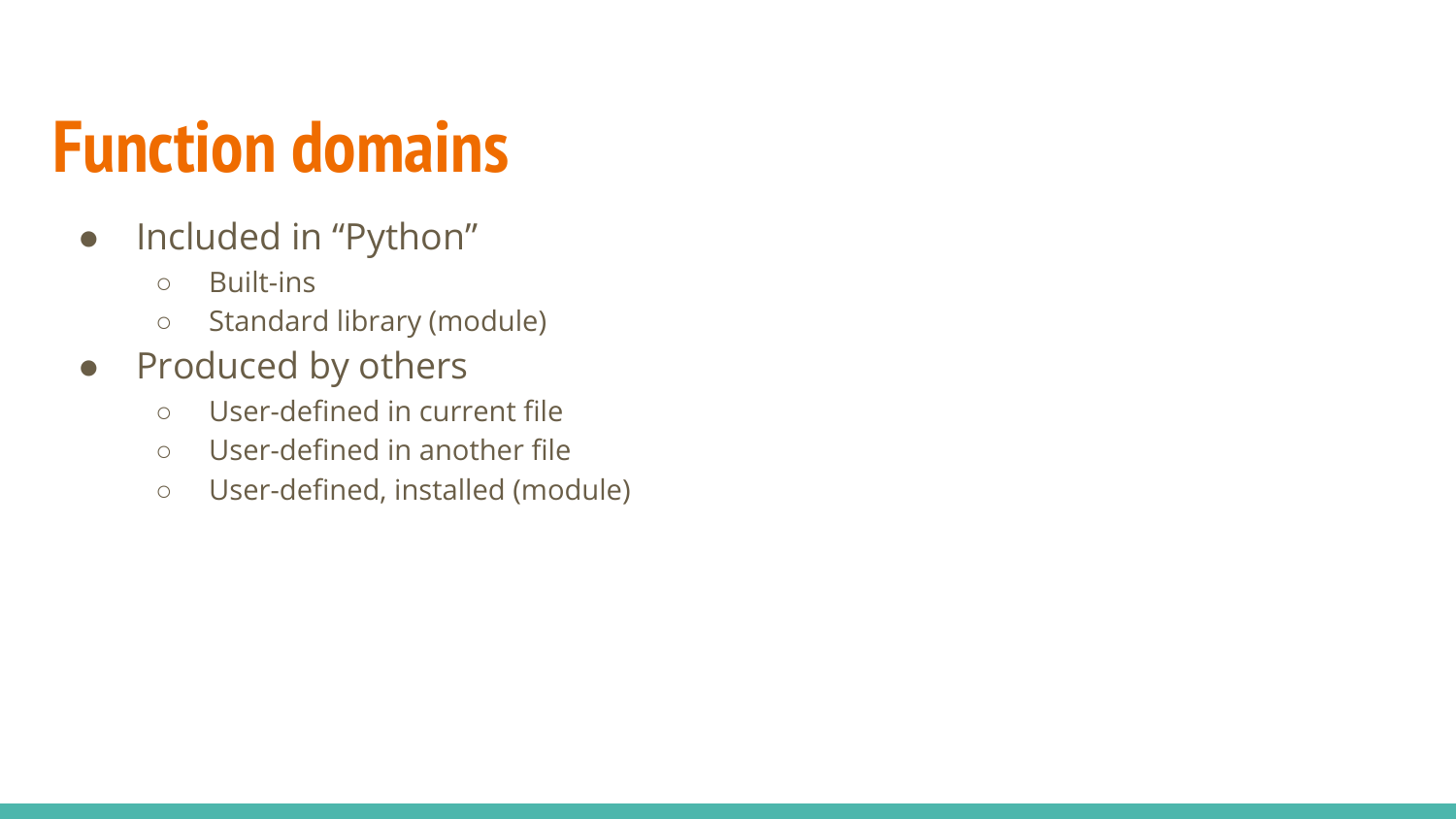# Function domains

- Included in “Python”
  - Built-ins
  - Standard library (module)
- Produced by others
  - User-defined in current file
  - User-defined in another file
  - User-defined, installed (module)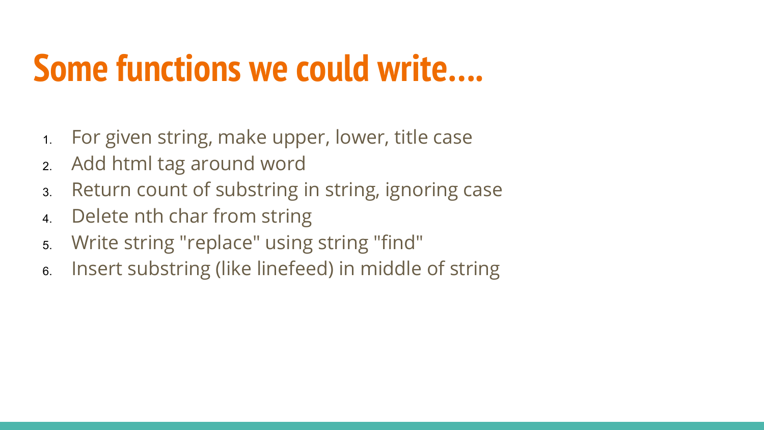# Some functions we could write....

1. For given string, make upper, lower, title case
2. Add html tag around word
3. Return count of substring in string, ignoring case
4. Delete nth char from string
5. Write string "replace" using string "find"
6. Insert substring (like linefeed) in middle of string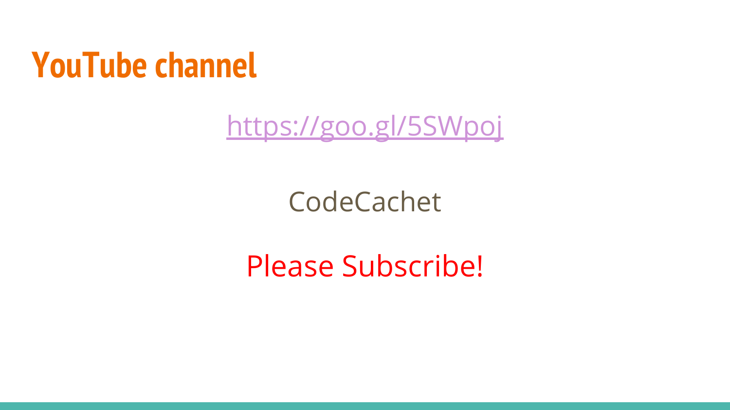# YouTube channel

https://goo.gl/5SWpoj

CodeCachet

Please Subscribe!